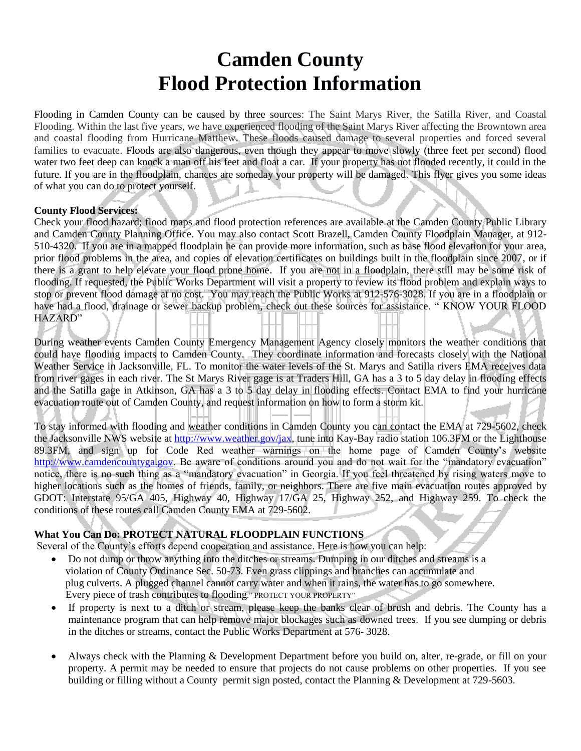# Camden County
# Flood Protection Information

Flooding in Camden County can be caused by three sources: The Saint Marys River, the Satilla River, and Coastal Flooding. Within the last five years, we have experienced flooding of the Saint Marys River affecting the Browntown area and coastal flooding from Hurricane Matthew. These floods caused damage to several properties and forced several families to evacuate. Floods are also dangerous, even though they appear to move slowly (three feet per second) flood water two feet deep can knock a man off his feet and float a car. If your property has not flooded recently, it could in the future. If you are in the floodplain, chances are someday your property will be damaged. This flyer gives you some ideas of what you can do to protect yourself.

**County Flood Services:**

Check your flood hazard; flood maps and flood protection references are available at the Camden County Public Library and Camden County Planning Office. You may also contact Scott Brazell, Camden County Floodplain Manager, at 912-510-4320. If you are in a mapped floodplain he can provide more information, such as base flood elevation for your area, prior flood problems in the area, and copies of elevation certificates on buildings built in the floodplain since 2007, or if there is a grant to help elevate your flood prone home. If you are not in a floodplain, there still may be some risk of flooding. If requested, the Public Works Department will visit a property to review its flood problem and explain ways to stop or prevent flood damage at no cost. You may reach the Public Works at 912-576-3028. If you are in a floodplain or have had a flood, drainage or sewer backup problem, check out these sources for assistance. " KNOW YOUR FLOOD HAZARD"

During weather events Camden County Emergency Management Agency closely monitors the weather conditions that could have flooding impacts to Camden County. They coordinate information and forecasts closely with the National Weather Service in Jacksonville, FL. To monitor the water levels of the St. Marys and Satilla rivers EMA receives data from river gages in each river. The St Marys River gage is at Traders Hill, GA has a 3 to 5 day delay in flooding effects and the Satilla gage in Atkinson, GA has a 3 to 5 day delay in flooding effects. Contact EMA to find your hurricane evacuation route out of Camden County, and request information on how to form a storm kit.

To stay informed with flooding and weather conditions in Camden County you can contact the EMA at 729-5602, check the Jacksonville NWS website at http://www.weather.gov/jax, tune into Kay-Bay radio station 106.3FM or the Lighthouse 89.3FM, and sign up for Code Red weather warnings on the home page of Camden County's website http://www.camdencountyga.gov. Be aware of conditions around you and do not wait for the "mandatory evacuation" notice, there is no such thing as a "mandatory evacuation" in Georgia. If you feel threatened by rising waters move to higher locations such as the homes of friends, family, or neighbors. There are five main evacuation routes approved by GDOT: Interstate 95/GA 405, Highway 40, Highway 17/GA 25, Highway 252, and Highway 259. To check the conditions of these routes call Camden County EMA at 729-5602.

**What You Can Do: PROTECT NATURAL FLOODPLAIN FUNCTIONS**

Several of the County's efforts depend cooperation and assistance. Here is how you can help:

- Do not dump or throw anything into the ditches or streams. Dumping in our ditches and streams is a violation of County Ordinance Sec. 50-73. Even grass clippings and branches can accumulate and plug culverts. A plugged channel cannot carry water and when it rains, the water has to go somewhere. Every piece of trash contributes to flooding." PROTECT YOUR PROPERTY"
- If property is next to a ditch or stream, please keep the banks clear of brush and debris. The County has a maintenance program that can help remove major blockages such as downed trees. If you see dumping or debris in the ditches or streams, contact the Public Works Department at 576- 3028.
- Always check with the Planning & Development Department before you build on, alter, re-grade, or fill on your property. A permit may be needed to ensure that projects do not cause problems on other properties. If you see building or filling without a County permit sign posted, contact the Planning & Development at 729-5603.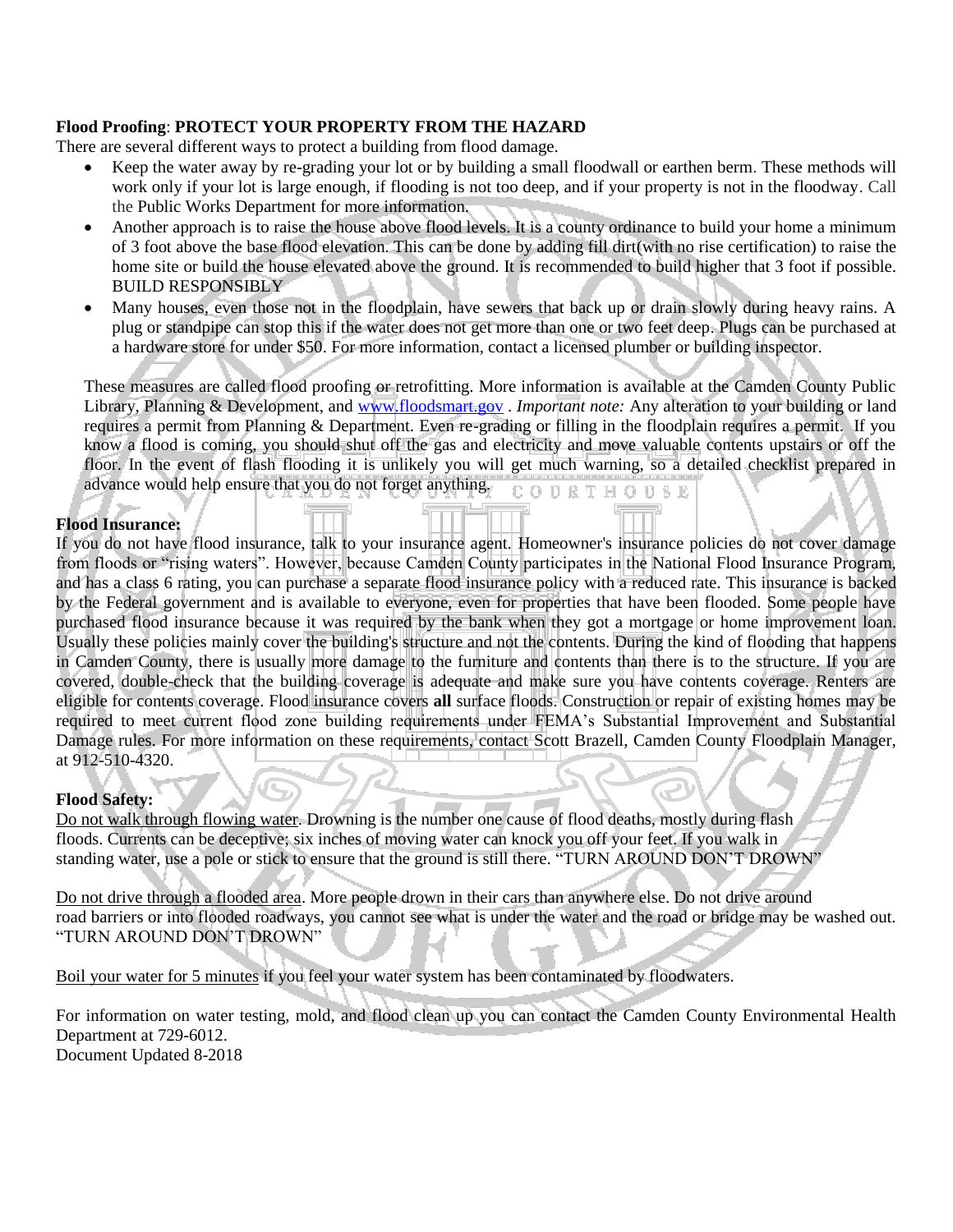**Flood Proofing**: **PROTECT YOUR PROPERTY FROM THE HAZARD**

There are several different ways to protect a building from flood damage.

- Keep the water away by re-grading your lot or by building a small floodwall or earthen berm. These methods will work only if your lot is large enough, if flooding is not too deep, and if your property is not in the floodway. Call the Public Works Department for more information.
- Another approach is to raise the house above flood levels. It is a county ordinance to build your home a minimum of 3 foot above the base flood elevation. This can be done by adding fill dirt(with no rise certification) to raise the home site or build the house elevated above the ground. It is recommended to build higher that 3 foot if possible. BUILD RESPONSIBLY
- Many houses, even those not in the floodplain, have sewers that back up or drain slowly during heavy rains. A plug or standpipe can stop this if the water does not get more than one or two feet deep. Plugs can be purchased at a hardware store for under $50. For more information, contact a licensed plumber or building inspector.

These measures are called flood proofing or retrofitting. More information is available at the Camden County Public Library, Planning & Development, and www.floodsmart.gov . *Important note:* Any alteration to your building or land requires a permit from Planning & Department. Even re-grading or filling in the floodplain requires a permit. If you know a flood is coming, you should shut off the gas and electricity and move valuable contents upstairs or off the floor. In the event of flash flooding it is unlikely you will get much warning, so a detailed checklist prepared in advance would help ensure that you do not forget anything.

**Flood Insurance:**

If you do not have flood insurance, talk to your insurance agent. Homeowner's insurance policies do not cover damage from floods or "rising waters". However, because Camden County participates in the National Flood Insurance Program, and has a class 6 rating, you can purchase a separate flood insurance policy with a reduced rate. This insurance is backed by the Federal government and is available to everyone, even for properties that have been flooded. Some people have purchased flood insurance because it was required by the bank when they got a mortgage or home improvement loan. Usually these policies mainly cover the building's structure and not the contents. During the kind of flooding that happens in Camden County, there is usually more damage to the furniture and contents than there is to the structure. If you are covered, double-check that the building coverage is adequate and make sure you have contents coverage. Renters are eligible for contents coverage. Flood insurance covers **all** surface floods. Construction or repair of existing homes may be required to meet current flood zone building requirements under FEMA's Substantial Improvement and Substantial Damage rules. For more information on these requirements, contact Scott Brazell, Camden County Floodplain Manager, at 912-510-4320.

**Flood Safety:**

Do not walk through flowing water. Drowning is the number one cause of flood deaths, mostly during flash floods. Currents can be deceptive; six inches of moving water can knock you off your feet. If you walk in standing water, use a pole or stick to ensure that the ground is still there. "TURN AROUND DON'T DROWN"

Do not drive through a flooded area. More people drown in their cars than anywhere else. Do not drive around road barriers or into flooded roadways, you cannot see what is under the water and the road or bridge may be washed out. "TURN AROUND DON'T DROWN"

Boil your water for 5 minutes if you feel your water system has been contaminated by floodwaters.

For information on water testing, mold, and flood clean up you can contact the Camden County Environmental Health Department at 729-6012.

Document Updated 8-2018